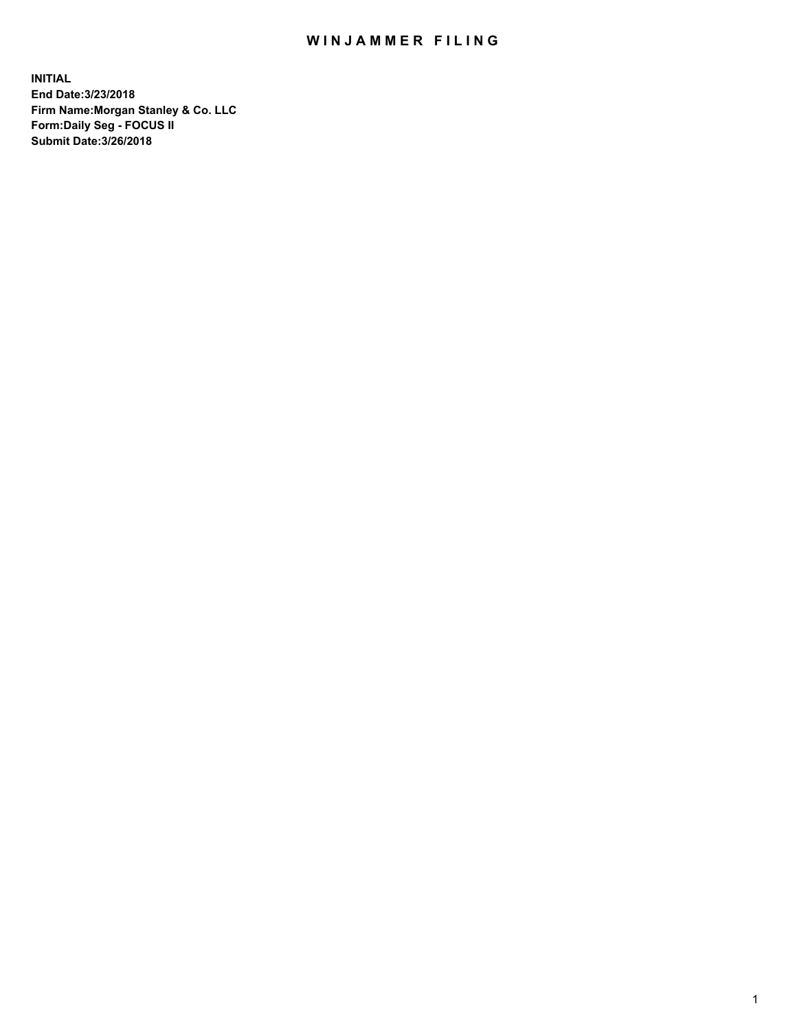# WINJAMMER FILING

**INITIAL**
**End Date:3/23/2018**
**Firm Name:Morgan Stanley & Co. LLC**
**Form:Daily Seg - FOCUS II**
**Submit Date:3/26/2018**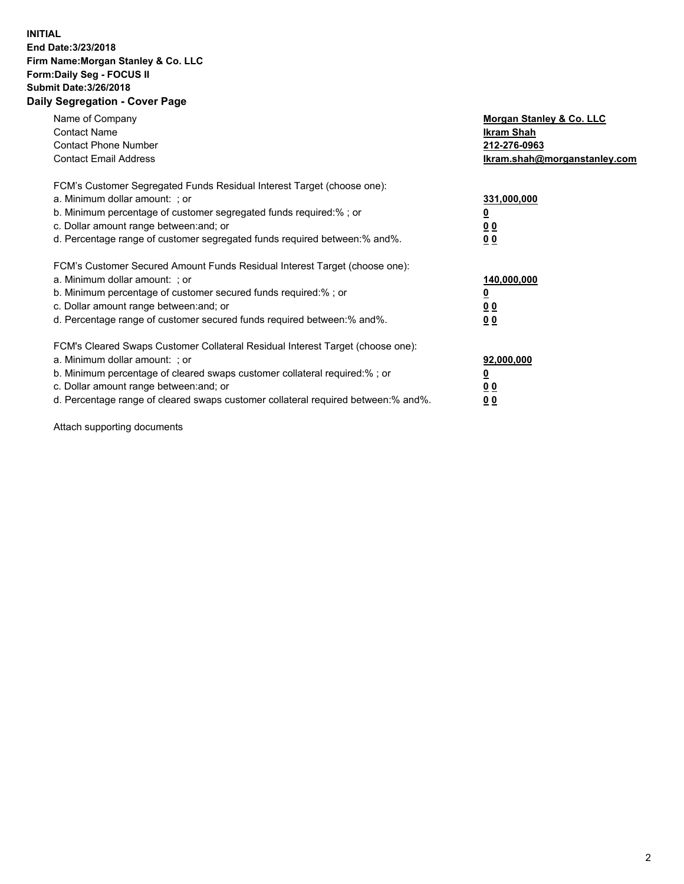**INITIAL**
**End Date:3/23/2018**
**Firm Name:Morgan Stanley & Co. LLC**
**Form:Daily Seg - FOCUS II**
**Submit Date:3/26/2018**

## Daily Segregation - Cover Page

| | |
|---|---|
| Name of Company | **Morgan Stanley & Co. LLC** |
| Contact Name | **Ikram Shah** |
| Contact Phone Number | **212-276-0963** |
| Contact Email Address | **Ikram.shah@morganstanley.com** |

FCM's Customer Segregated Funds Residual Interest Target (choose one):

| | |
|---|---|
| a. Minimum dollar amount: ; or | **331,000,000** |
| b. Minimum percentage of customer segregated funds required:% ; or | **0** |
| c. Dollar amount range between:and; or | **0 0** |
| d. Percentage range of customer segregated funds required between:% and%. | **0 0** |

FCM's Customer Secured Amount Funds Residual Interest Target (choose one):

| | |
|---|---|
| a. Minimum dollar amount: ; or | **140,000,000** |
| b. Minimum percentage of customer secured funds required:% ; or | **0** |
| c. Dollar amount range between:and; or | **0 0** |
| d. Percentage range of customer secured funds required between:% and%. | **0 0** |

FCM's Cleared Swaps Customer Collateral Residual Interest Target (choose one):

| | |
|---|---|
| a. Minimum dollar amount: ; or | **92,000,000** |
| b. Minimum percentage of cleared swaps customer collateral required:% ; or | **0** |
| c. Dollar amount range between:and; or | **0 0** |
| d. Percentage range of cleared swaps customer collateral required between:% and%. | **0 0** |

Attach supporting documents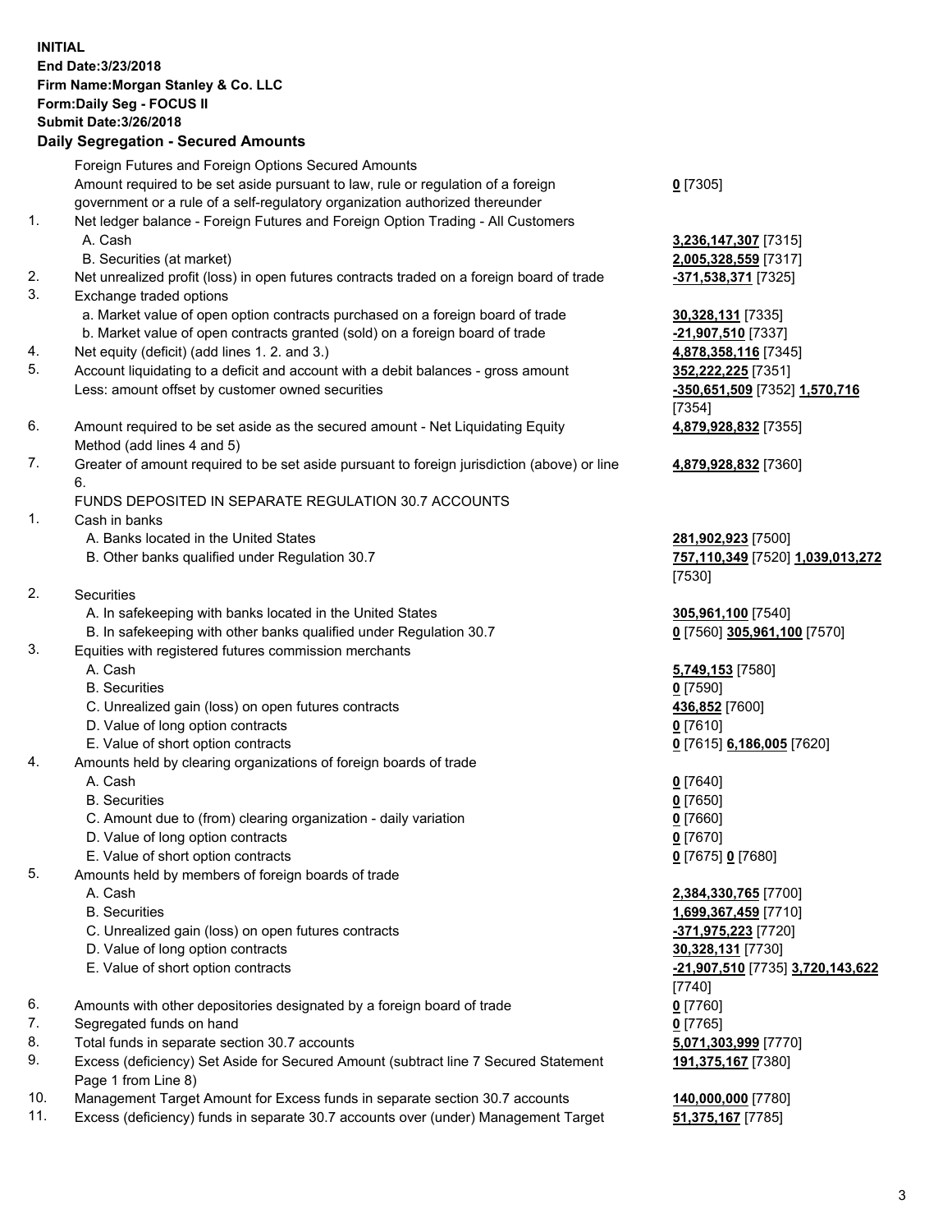**INITIAL**
**End Date:3/23/2018**
**Firm Name:Morgan Stanley & Co. LLC**
**Form:Daily Seg - FOCUS II**
**Submit Date:3/26/2018**
**Daily Segregation - Secured Amounts**

| | | |
|---|---|---|
| | Foreign Futures and Foreign Options Secured Amounts | |
| | Amount required to be set aside pursuant to law, rule or regulation of a foreign government or a rule of a self-regulatory organization authorized thereunder | **0** [7305] |
| 1. | Net ledger balance - Foreign Futures and Foreign Option Trading - All Customers | |
| | A. Cash | **3,236,147,307** [7315] |
| | B. Securities (at market) | **2,005,328,559** [7317] |
| 2. | Net unrealized profit (loss) in open futures contracts traded on a foreign board of trade | **-371,538,371** [7325] |
| 3. | Exchange traded options | |
| | a. Market value of open option contracts purchased on a foreign board of trade | **30,328,131** [7335] |
| | b. Market value of open contracts granted (sold) on a foreign board of trade | **-21,907,510** [7337] |
| 4. | Net equity (deficit) (add lines 1. 2. and 3.) | **4,878,358,116** [7345] |
| 5. | Account liquidating to a deficit and account with a debit balances - gross amount | **352,222,225** [7351] |
| | Less: amount offset by customer owned securities | **-350,651,509** [7352] **1,570,716** [7354] |
| 6. | Amount required to be set aside as the secured amount - Net Liquidating Equity Method (add lines 4 and 5) | **4,879,928,832** [7355] |
| 7. | Greater of amount required to be set aside pursuant to foreign jurisdiction (above) or line 6. | **4,879,928,832** [7360] |
| | FUNDS DEPOSITED IN SEPARATE REGULATION 30.7 ACCOUNTS | |
| 1. | Cash in banks | |
| | A. Banks located in the United States | **281,902,923** [7500] |
| | B. Other banks qualified under Regulation 30.7 | **757,110,349** [7520] **1,039,013,272** [7530] |
| 2. | Securities | |
| | A. In safekeeping with banks located in the United States | **305,961,100** [7540] |
| | B. In safekeeping with other banks qualified under Regulation 30.7 | **0** [7560] **305,961,100** [7570] |
| 3. | Equities with registered futures commission merchants | |
| | A. Cash | **5,749,153** [7580] |
| | B. Securities | **0** [7590] |
| | C. Unrealized gain (loss) on open futures contracts | **436,852** [7600] |
| | D. Value of long option contracts | **0** [7610] |
| | E. Value of short option contracts | **0** [7615] **6,186,005** [7620] |
| 4. | Amounts held by clearing organizations of foreign boards of trade | |
| | A. Cash | **0** [7640] |
| | B. Securities | **0** [7650] |
| | C. Amount due to (from) clearing organization - daily variation | **0** [7660] |
| | D. Value of long option contracts | **0** [7670] |
| | E. Value of short option contracts | **0** [7675] **0** [7680] |
| 5. | Amounts held by members of foreign boards of trade | |
| | A. Cash | **2,384,330,765** [7700] |
| | B. Securities | **1,699,367,459** [7710] |
| | C. Unrealized gain (loss) on open futures contracts | **-371,975,223** [7720] |
| | D. Value of long option contracts | **30,328,131** [7730] |
| | E. Value of short option contracts | **-21,907,510** [7735] **3,720,143,622** [7740] |
| 6. | Amounts with other depositories designated by a foreign board of trade | **0** [7760] |
| 7. | Segregated funds on hand | **0** [7765] |
| 8. | Total funds in separate section 30.7 accounts | **5,071,303,999** [7770] |
| 9. | Excess (deficiency) Set Aside for Secured Amount (subtract line 7 Secured Statement Page 1 from Line 8) | **191,375,167** [7380] |
| 10. | Management Target Amount for Excess funds in separate section 30.7 accounts | **140,000,000** [7780] |
| 11. | Excess (deficiency) funds in separate 30.7 accounts over (under) Management Target | **51,375,167** [7785] |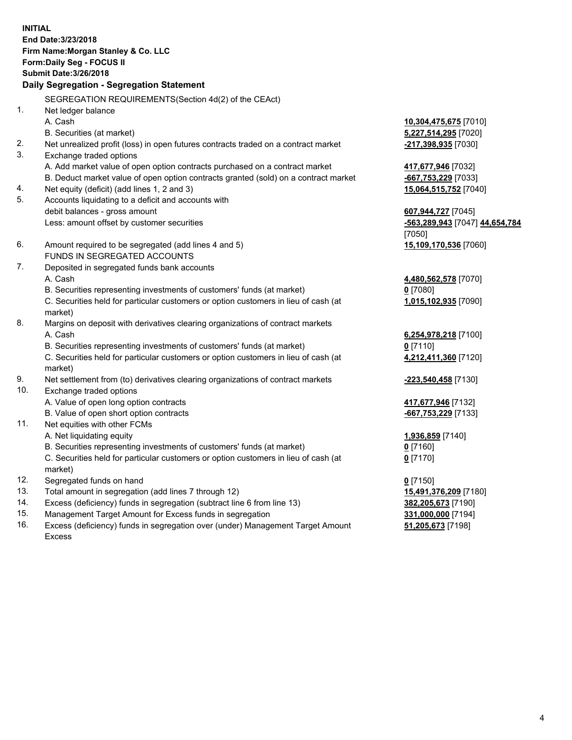**INITIAL**
**End Date:3/23/2018**
**Firm Name:Morgan Stanley & Co. LLC**
**Form:Daily Seg - FOCUS II**
**Submit Date:3/26/2018**
**Daily Segregation - Segregation Statement**

SEGREGATION REQUIREMENTS(Section 4d(2) of the CEAct)

| | | |
|---|---|---|
| 1. | Net ledger balance | |
| | A. Cash | **10,304,475,675** [7010] |
| | B. Securities (at market) | **5,227,514,295** [7020] |
| 2. | Net unrealized profit (loss) in open futures contracts traded on a contract market | **-217,398,935** [7030] |
| 3. | Exchange traded options | |
| | A. Add market value of open option contracts purchased on a contract market | **417,677,946** [7032] |
| | B. Deduct market value of open option contracts granted (sold) on a contract market | **-667,753,229** [7033] |
| 4. | Net equity (deficit) (add lines 1, 2 and 3) | **15,064,515,752** [7040] |
| 5. | Accounts liquidating to a deficit and accounts with debit balances - gross amount | **607,944,727** [7045] |
| | Less: amount offset by customer securities | **-563,289,943** [7047] **44,654,784** [7050] |
| 6. | Amount required to be segregated (add lines 4 and 5) | **15,109,170,536** [7060] |
| | FUNDS IN SEGREGATED ACCOUNTS | |
| 7. | Deposited in segregated funds bank accounts | |
| | A. Cash | **4,480,562,578** [7070] |
| | B. Securities representing investments of customers' funds (at market) | **0** [7080] |
| | C. Securities held for particular customers or option customers in lieu of cash (at market) | **1,015,102,935** [7090] |
| 8. | Margins on deposit with derivatives clearing organizations of contract markets | |
| | A. Cash | **6,254,978,218** [7100] |
| | B. Securities representing investments of customers' funds (at market) | **0** [7110] |
| | C. Securities held for particular customers or option customers in lieu of cash (at market) | **4,212,411,360** [7120] |
| 9. | Net settlement from (to) derivatives clearing organizations of contract markets | **-223,540,458** [7130] |
| 10. | Exchange traded options | |
| | A. Value of open long option contracts | **417,677,946** [7132] |
| | B. Value of open short option contracts | **-667,753,229** [7133] |
| 11. | Net equities with other FCMs | |
| | A. Net liquidating equity | **1,936,859** [7140] |
| | B. Securities representing investments of customers' funds (at market) | **0** [7160] |
| | C. Securities held for particular customers or option customers in lieu of cash (at market) | **0** [7170] |
| 12. | Segregated funds on hand | **0** [7150] |
| 13. | Total amount in segregation (add lines 7 through 12) | **15,491,376,209** [7180] |
| 14. | Excess (deficiency) funds in segregation (subtract line 6 from line 13) | **382,205,673** [7190] |
| 15. | Management Target Amount for Excess funds in segregation | **331,000,000** [7194] |
| 16. | Excess (deficiency) funds in segregation over (under) Management Target Amount Excess | **51,205,673** [7198] |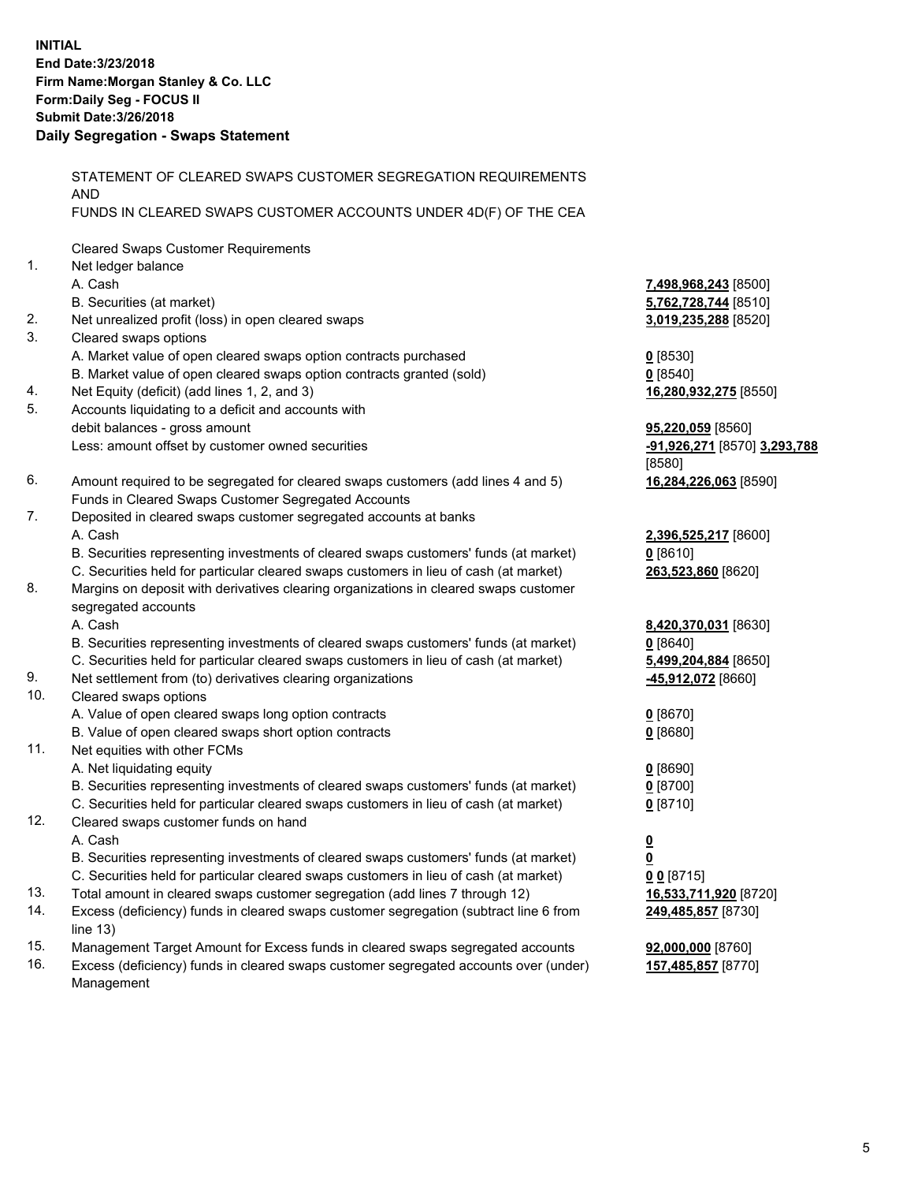**INITIAL**
**End Date:3/23/2018**
**Firm Name:Morgan Stanley & Co. LLC**
**Form:Daily Seg - FOCUS II**
**Submit Date:3/26/2018**
**Daily Segregation - Swaps Statement**

STATEMENT OF CLEARED SWAPS CUSTOMER SEGREGATION REQUIREMENTS AND FUNDS IN CLEARED SWAPS CUSTOMER ACCOUNTS UNDER 4D(F) OF THE CEA

| | | |
|---|---|---|
| | Cleared Swaps Customer Requirements | |
| 1. | Net ledger balance | |
| | A. Cash | **7,498,968,243** [8500] |
| | B. Securities (at market) | **5,762,728,744** [8510] |
| 2. | Net unrealized profit (loss) in open cleared swaps | **3,019,235,288** [8520] |
| 3. | Cleared swaps options | |
| | A. Market value of open cleared swaps option contracts purchased | **0** [8530] |
| | B. Market value of open cleared swaps option contracts granted (sold) | **0** [8540] |
| 4. | Net Equity (deficit) (add lines 1, 2, and 3) | **16,280,932,275** [8550] |
| 5. | Accounts liquidating to a deficit and accounts with debit balances - gross amount | **95,220,059** [8560] |
| | Less: amount offset by customer owned securities | **-91,926,271** [8570] **3,293,788** [8580] |
| 6. | Amount required to be segregated for cleared swaps customers (add lines 4 and 5) | **16,284,226,063** [8590] |
| | Funds in Cleared Swaps Customer Segregated Accounts | |
| 7. | Deposited in cleared swaps customer segregated accounts at banks | |
| | A. Cash | **2,396,525,217** [8600] |
| | B. Securities representing investments of cleared swaps customers' funds (at market) | **0** [8610] |
| | C. Securities held for particular cleared swaps customers in lieu of cash (at market) | **263,523,860** [8620] |
| 8. | Margins on deposit with derivatives clearing organizations in cleared swaps customer segregated accounts | |
| | A. Cash | **8,420,370,031** [8630] |
| | B. Securities representing investments of cleared swaps customers' funds (at market) | **0** [8640] |
| | C. Securities held for particular cleared swaps customers in lieu of cash (at market) | **5,499,204,884** [8650] |
| 9. | Net settlement from (to) derivatives clearing organizations | **-45,912,072** [8660] |
| 10. | Cleared swaps options | |
| | A. Value of open cleared swaps long option contracts | **0** [8670] |
| | B. Value of open cleared swaps short option contracts | **0** [8680] |
| 11. | Net equities with other FCMs | |
| | A. Net liquidating equity | **0** [8690] |
| | B. Securities representing investments of cleared swaps customers' funds (at market) | **0** [8700] |
| | C. Securities held for particular cleared swaps customers in lieu of cash (at market) | **0** [8710] |
| 12. | Cleared swaps customer funds on hand | |
| | A. Cash | **0** |
| | B. Securities representing investments of cleared swaps customers' funds (at market) | **0** |
| | C. Securities held for particular cleared swaps customers in lieu of cash (at market) | **0** **0** [8715] |
| 13. | Total amount in cleared swaps customer segregation (add lines 7 through 12) | **16,533,711,920** [8720] |
| 14. | Excess (deficiency) funds in cleared swaps customer segregation (subtract line 6 from line 13) | **249,485,857** [8730] |
| 15. | Management Target Amount for Excess funds in cleared swaps segregated accounts | **92,000,000** [8760] |
| 16. | Excess (deficiency) funds in cleared swaps customer segregated accounts over (under) Management | **157,485,857** [8770] |